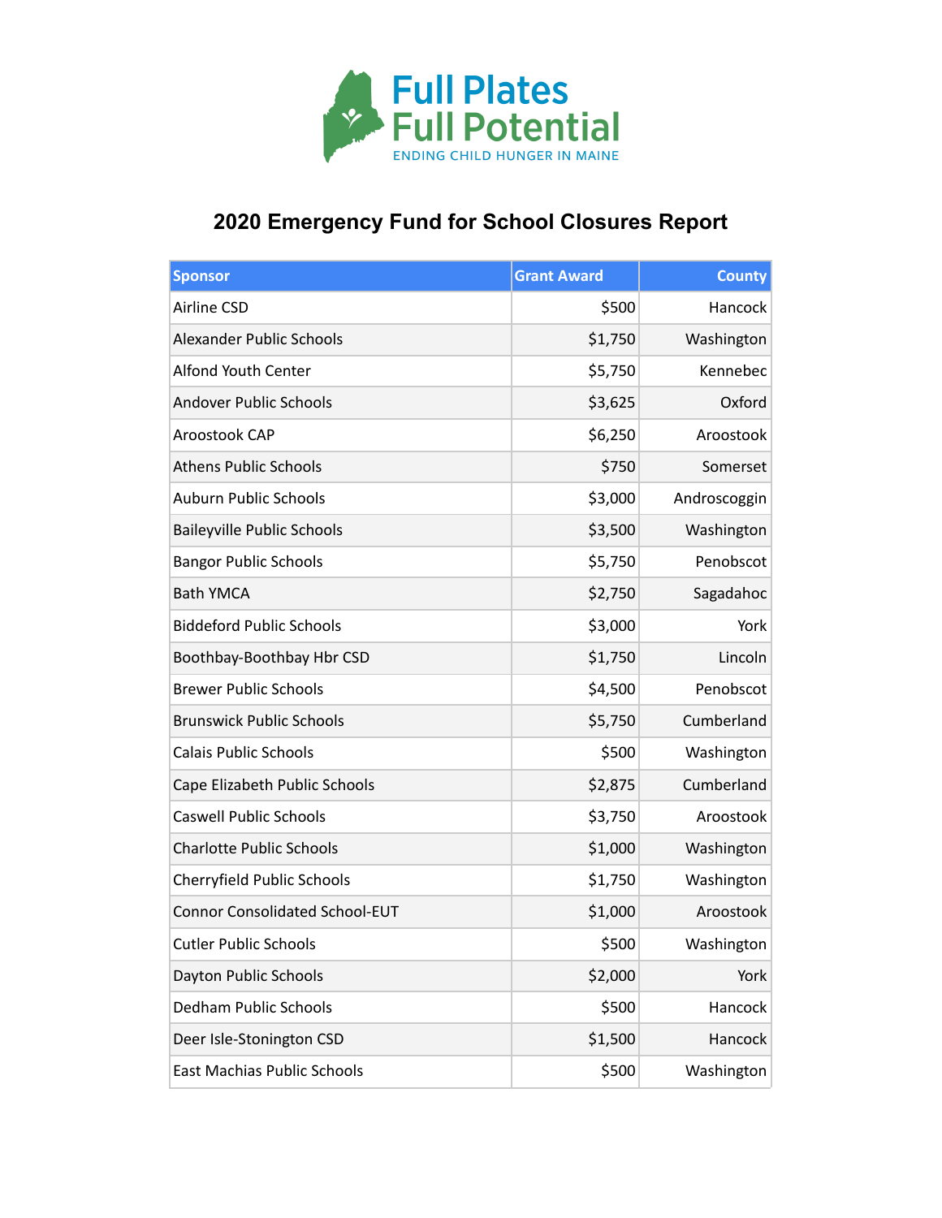Full Plates
Full Potential
ENDING CHILD HUNGER IN MAINE

# 2020 Emergency Fund for School Closures Report

| Sponsor | Grant Award | County |
| --- | ---: | ---: |
| Airline CSD | $500 | Hancock |
| Alexander Public Schools | $1,750 | Washington |
| Alfond Youth Center | $5,750 | Kennebec |
| Andover Public Schools | $3,625 | Oxford |
| Aroostook CAP | $6,250 | Aroostook |
| Athens Public Schools | $750 | Somerset |
| Auburn Public Schools | $3,000 | Androscoggin |
| Baileyville Public Schools | $3,500 | Washington |
| Bangor Public Schools | $5,750 | Penobscot |
| Bath YMCA | $2,750 | Sagadahoc |
| Biddeford Public Schools | $3,000 | York |
| Boothbay-Boothbay Hbr CSD | $1,750 | Lincoln |
| Brewer Public Schools | $4,500 | Penobscot |
| Brunswick Public Schools | $5,750 | Cumberland |
| Calais Public Schools | $500 | Washington |
| Cape Elizabeth Public Schools | $2,875 | Cumberland |
| Caswell Public Schools | $3,750 | Aroostook |
| Charlotte Public Schools | $1,000 | Washington |
| Cherryfield Public Schools | $1,750 | Washington |
| Connor Consolidated School-EUT | $1,000 | Aroostook |
| Cutler Public Schools | $500 | Washington |
| Dayton Public Schools | $2,000 | York |
| Dedham Public Schools | $500 | Hancock |
| Deer Isle-Stonington CSD | $1,500 | Hancock |
| East Machias Public Schools | $500 | Washington |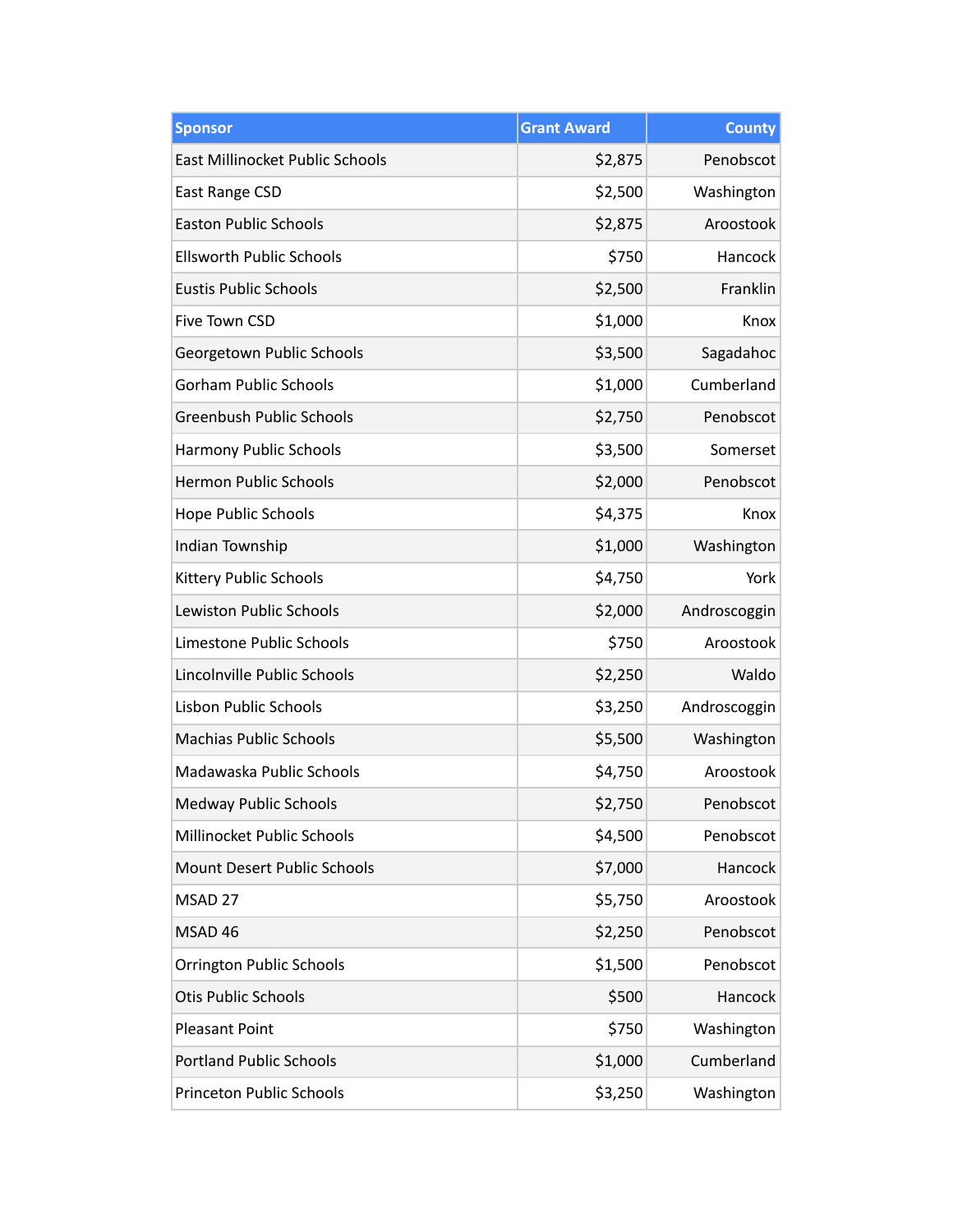| Sponsor | Grant Award | County |
| --- | ---: | ---: |
| East Millinocket Public Schools | $2,875 | Penobscot |
| East Range CSD | $2,500 | Washington |
| Easton Public Schools | $2,875 | Aroostook |
| Ellsworth Public Schools | $750 | Hancock |
| Eustis Public Schools | $2,500 | Franklin |
| Five Town CSD | $1,000 | Knox |
| Georgetown Public Schools | $3,500 | Sagadahoc |
| Gorham Public Schools | $1,000 | Cumberland |
| Greenbush Public Schools | $2,750 | Penobscot |
| Harmony Public Schools | $3,500 | Somerset |
| Hermon Public Schools | $2,000 | Penobscot |
| Hope Public Schools | $4,375 | Knox |
| Indian Township | $1,000 | Washington |
| Kittery Public Schools | $4,750 | York |
| Lewiston Public Schools | $2,000 | Androscoggin |
| Limestone Public Schools | $750 | Aroostook |
| Lincolnville Public Schools | $2,250 | Waldo |
| Lisbon Public Schools | $3,250 | Androscoggin |
| Machias Public Schools | $5,500 | Washington |
| Madawaska Public Schools | $4,750 | Aroostook |
| Medway Public Schools | $2,750 | Penobscot |
| Millinocket Public Schools | $4,500 | Penobscot |
| Mount Desert Public Schools | $7,000 | Hancock |
| MSAD 27 | $5,750 | Aroostook |
| MSAD 46 | $2,250 | Penobscot |
| Orrington Public Schools | $1,500 | Penobscot |
| Otis Public Schools | $500 | Hancock |
| Pleasant Point | $750 | Washington |
| Portland Public Schools | $1,000 | Cumberland |
| Princeton Public Schools | $3,250 | Washington |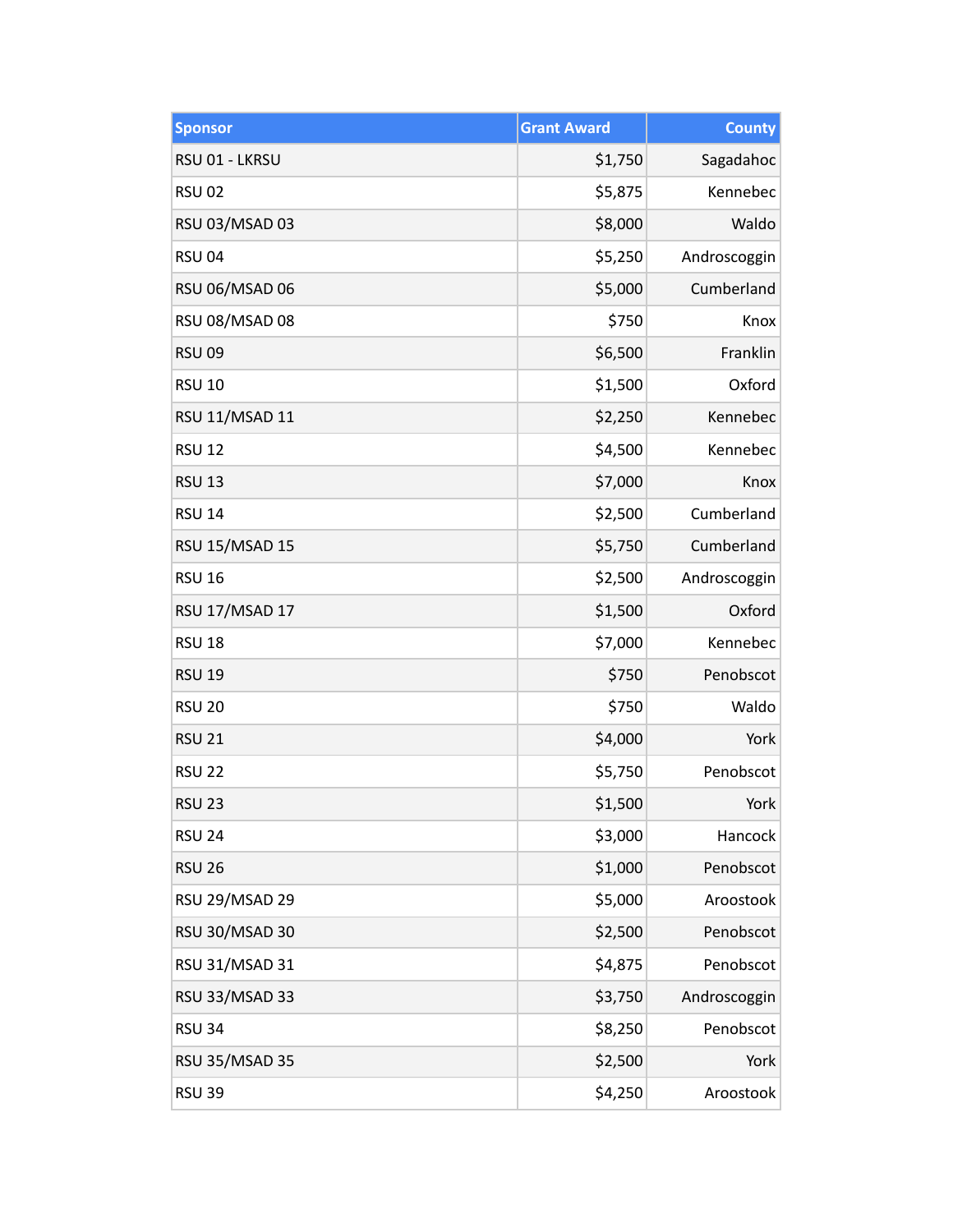| Sponsor | Grant Award | County |
|---|---:|---:|
| RSU 01 - LKRSU | $1,750 | Sagadahoc |
| RSU 02 | $5,875 | Kennebec |
| RSU 03/MSAD 03 | $8,000 | Waldo |
| RSU 04 | $5,250 | Androscoggin |
| RSU 06/MSAD 06 | $5,000 | Cumberland |
| RSU 08/MSAD 08 | $750 | Knox |
| RSU 09 | $6,500 | Franklin |
| RSU 10 | $1,500 | Oxford |
| RSU 11/MSAD 11 | $2,250 | Kennebec |
| RSU 12 | $4,500 | Kennebec |
| RSU 13 | $7,000 | Knox |
| RSU 14 | $2,500 | Cumberland |
| RSU 15/MSAD 15 | $5,750 | Cumberland |
| RSU 16 | $2,500 | Androscoggin |
| RSU 17/MSAD 17 | $1,500 | Oxford |
| RSU 18 | $7,000 | Kennebec |
| RSU 19 | $750 | Penobscot |
| RSU 20 | $750 | Waldo |
| RSU 21 | $4,000 | York |
| RSU 22 | $5,750 | Penobscot |
| RSU 23 | $1,500 | York |
| RSU 24 | $3,000 | Hancock |
| RSU 26 | $1,000 | Penobscot |
| RSU 29/MSAD 29 | $5,000 | Aroostook |
| RSU 30/MSAD 30 | $2,500 | Penobscot |
| RSU 31/MSAD 31 | $4,875 | Penobscot |
| RSU 33/MSAD 33 | $3,750 | Androscoggin |
| RSU 34 | $8,250 | Penobscot |
| RSU 35/MSAD 35 | $2,500 | York |
| RSU 39 | $4,250 | Aroostook |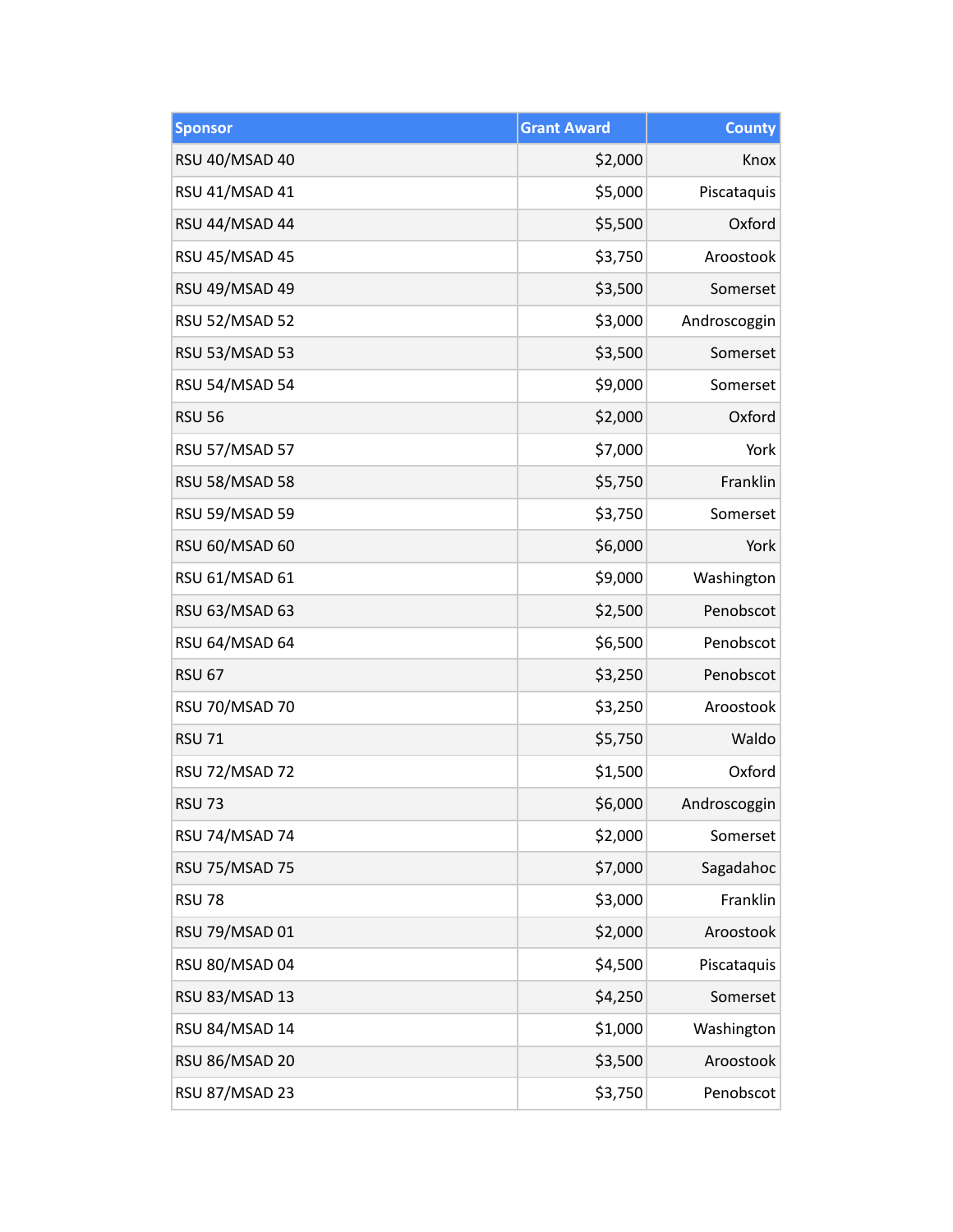| Sponsor | Grant Award | County |
| --- | ---: | ---: |
| RSU 40/MSAD 40 | $2,000 | Knox |
| RSU 41/MSAD 41 | $5,000 | Piscataquis |
| RSU 44/MSAD 44 | $5,500 | Oxford |
| RSU 45/MSAD 45 | $3,750 | Aroostook |
| RSU 49/MSAD 49 | $3,500 | Somerset |
| RSU 52/MSAD 52 | $3,000 | Androscoggin |
| RSU 53/MSAD 53 | $3,500 | Somerset |
| RSU 54/MSAD 54 | $9,000 | Somerset |
| RSU 56 | $2,000 | Oxford |
| RSU 57/MSAD 57 | $7,000 | York |
| RSU 58/MSAD 58 | $5,750 | Franklin |
| RSU 59/MSAD 59 | $3,750 | Somerset |
| RSU 60/MSAD 60 | $6,000 | York |
| RSU 61/MSAD 61 | $9,000 | Washington |
| RSU 63/MSAD 63 | $2,500 | Penobscot |
| RSU 64/MSAD 64 | $6,500 | Penobscot |
| RSU 67 | $3,250 | Penobscot |
| RSU 70/MSAD 70 | $3,250 | Aroostook |
| RSU 71 | $5,750 | Waldo |
| RSU 72/MSAD 72 | $1,500 | Oxford |
| RSU 73 | $6,000 | Androscoggin |
| RSU 74/MSAD 74 | $2,000 | Somerset |
| RSU 75/MSAD 75 | $7,000 | Sagadahoc |
| RSU 78 | $3,000 | Franklin |
| RSU 79/MSAD 01 | $2,000 | Aroostook |
| RSU 80/MSAD 04 | $4,500 | Piscataquis |
| RSU 83/MSAD 13 | $4,250 | Somerset |
| RSU 84/MSAD 14 | $1,000 | Washington |
| RSU 86/MSAD 20 | $3,500 | Aroostook |
| RSU 87/MSAD 23 | $3,750 | Penobscot |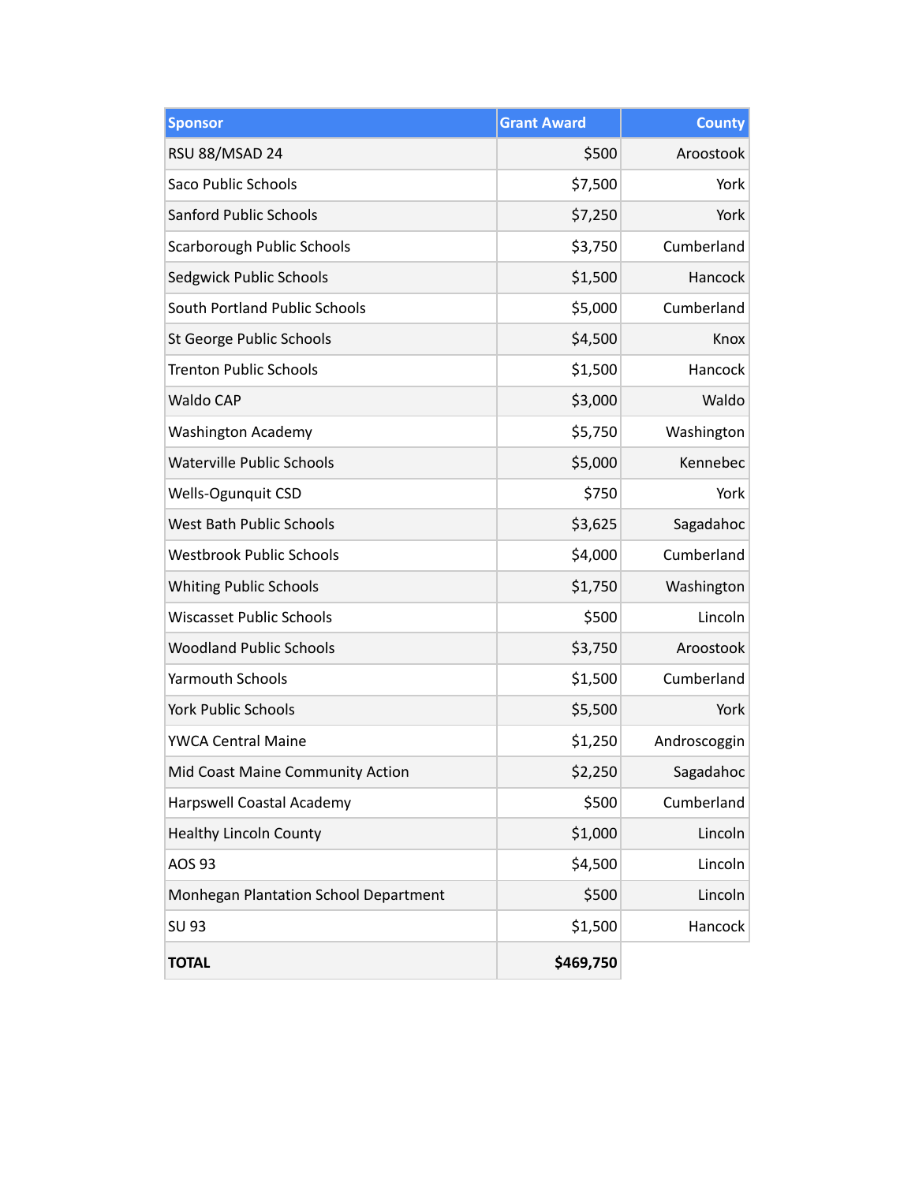| Sponsor | Grant Award | County |
| --- | --- | --- |
| RSU 88/MSAD 24 | $500 | Aroostook |
| Saco Public Schools | $7,500 | York |
| Sanford Public Schools | $7,250 | York |
| Scarborough Public Schools | $3,750 | Cumberland |
| Sedgwick Public Schools | $1,500 | Hancock |
| South Portland Public Schools | $5,000 | Cumberland |
| St George Public Schools | $4,500 | Knox |
| Trenton Public Schools | $1,500 | Hancock |
| Waldo CAP | $3,000 | Waldo |
| Washington Academy | $5,750 | Washington |
| Waterville Public Schools | $5,000 | Kennebec |
| Wells-Ogunquit CSD | $750 | York |
| West Bath Public Schools | $3,625 | Sagadahoc |
| Westbrook Public Schools | $4,000 | Cumberland |
| Whiting Public Schools | $1,750 | Washington |
| Wiscasset Public Schools | $500 | Lincoln |
| Woodland Public Schools | $3,750 | Aroostook |
| Yarmouth Schools | $1,500 | Cumberland |
| York Public Schools | $5,500 | York |
| YWCA Central Maine | $1,250 | Androscoggin |
| Mid Coast Maine Community Action | $2,250 | Sagadahoc |
| Harpswell Coastal Academy | $500 | Cumberland |
| Healthy Lincoln County | $1,000 | Lincoln |
| AOS 93 | $4,500 | Lincoln |
| Monhegan Plantation School Department | $500 | Lincoln |
| SU 93 | $1,500 | Hancock |
| **TOTAL** | **$469,750** | |